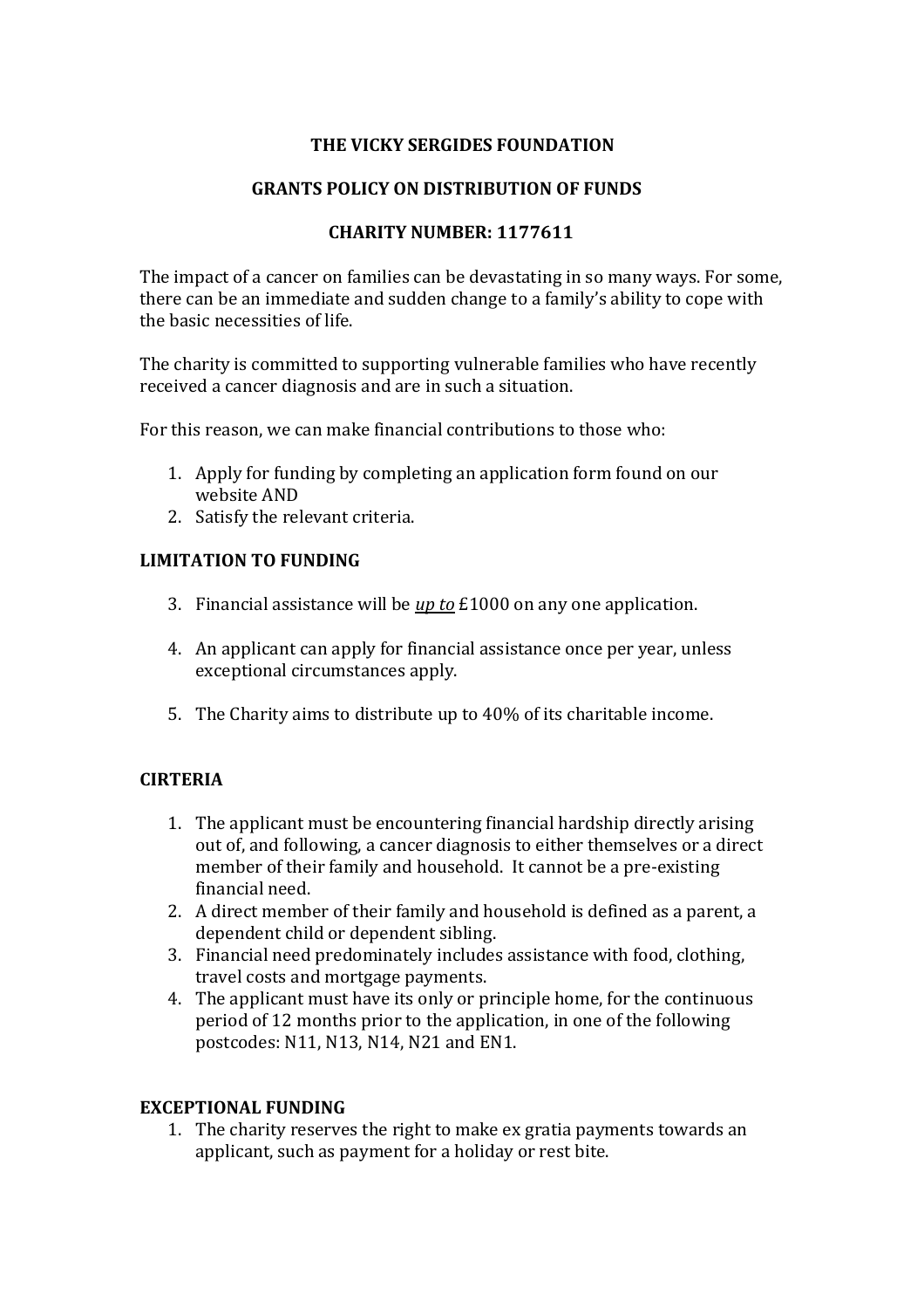**THE VICKY SERGIDES FOUNDATION**

**GRANTS POLICY ON DISTRIBUTION OF FUNDS**

**CHARITY NUMBER: 1177611**

The impact of a cancer on families can be devastating in so many ways. For some, there can be an immediate and sudden change to a family's ability to cope with the basic necessities of life.

The charity is committed to supporting vulnerable families who have recently received a cancer diagnosis and are in such a situation.

For this reason, we can make financial contributions to those who:

1. Apply for funding by completing an application form found on our website AND
2. Satisfy the relevant criteria.

**LIMITATION TO FUNDING**

3. Financial assistance will be ***up to*** £1000 on any one application.

4. An applicant can apply for financial assistance once per year, unless exceptional circumstances apply.

5. The Charity aims to distribute up to 40% of its charitable income.

**CIRTERIA**

1. The applicant must be encountering financial hardship directly arising out of, and following, a cancer diagnosis to either themselves or a direct member of their family and household. It cannot be a pre-existing financial need.
2. A direct member of their family and household is defined as a parent, a dependent child or dependent sibling.
3. Financial need predominately includes assistance with food, clothing, travel costs and mortgage payments.
4. The applicant must have its only or principle home, for the continuous period of 12 months prior to the application, in one of the following postcodes: N11, N13, N14, N21 and EN1.

**EXCEPTIONAL FUNDING**

1. The charity reserves the right to make ex gratia payments towards an applicant, such as payment for a holiday or rest bite.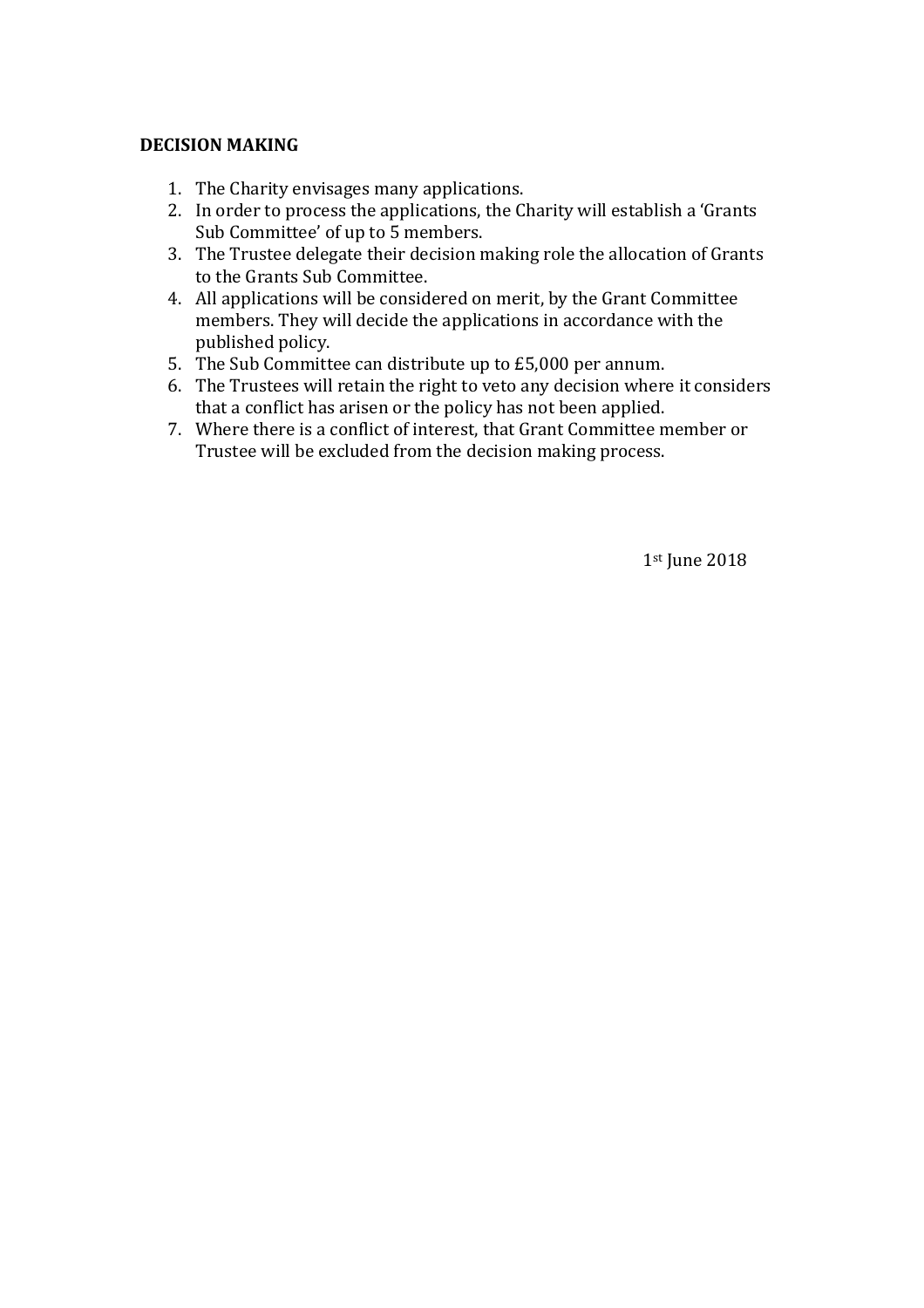**DECISION MAKING**

1. The Charity envisages many applications.
2. In order to process the applications, the Charity will establish a 'Grants Sub Committee' of up to 5 members.
3. The Trustee delegate their decision making role the allocation of Grants to the Grants Sub Committee.
4. All applications will be considered on merit, by the Grant Committee members. They will decide the applications in accordance with the published policy.
5. The Sub Committee can distribute up to £5,000 per annum.
6. The Trustees will retain the right to veto any decision where it considers that a conflict has arisen or the policy has not been applied.
7. Where there is a conflict of interest, that Grant Committee member or Trustee will be excluded from the decision making process.

1st June 2018